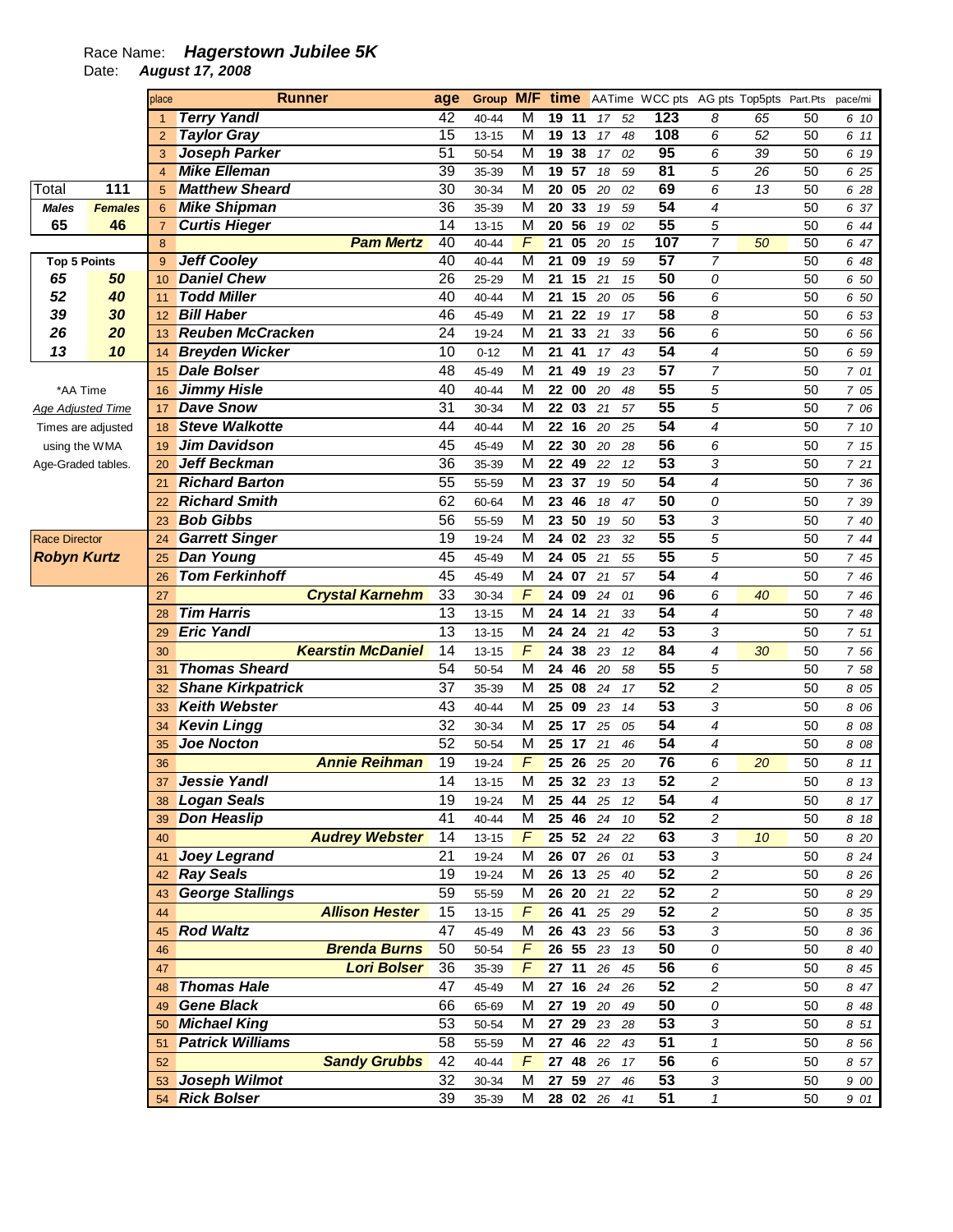Race Name: ***Hagerstown Jubilee 5K***
Date: ***August 17, 2008***

| Total | 111 |
|---|---|
| **Males** | **Females** |
| 65 | 46 |

| Top 5 Points | |
|---|---|
| 65 | 50 |
| 52 | 40 |
| 39 | 30 |
| 26 | 20 |
| 13 | 10 |

*AA Time
Age Adjusted Time
Times are adjusted using the WMA Age-Graded tables.

Race Director
**Robyn Kurtz**

| place | Runner | age | Group | M/F | time | | AATime | | WCC pts | AG pts | Top5pts | Part.Pts | pace/mi |
|---|---|---|---|---|---|---|---|---|---|---|---|---|---|
| 1 | Terry Yandl | 42 | 40-44 | M | 19 | 11 | 17 | 52 | 123 | 8 | 65 | 50 | 6 10 |
| 2 | Taylor Gray | 15 | 13-15 | M | 19 | 13 | 17 | 48 | 108 | 6 | 52 | 50 | 6 11 |
| 3 | Joseph Parker | 51 | 50-54 | M | 19 | 38 | 17 | 02 | 95 | 6 | 39 | 50 | 6 19 |
| 4 | Mike Elleman | 39 | 35-39 | M | 19 | 57 | 18 | 59 | 81 | 5 | 26 | 50 | 6 25 |
| 5 | Matthew Sheard | 30 | 30-34 | M | 20 | 05 | 20 | 02 | 69 | 6 | 13 | 50 | 6 28 |
| 6 | Mike Shipman | 36 | 35-39 | M | 20 | 33 | 19 | 59 | 54 | 4 | | 50 | 6 37 |
| 7 | Curtis Hieger | 14 | 13-15 | M | 20 | 56 | 19 | 02 | 55 | 5 | | 50 | 6 44 |
| 8 | Pam Mertz | 40 | 40-44 | F | 21 | 05 | 20 | 15 | 107 | 7 | 50 | 50 | 6 47 |
| 9 | Jeff Cooley | 40 | 40-44 | M | 21 | 09 | 19 | 59 | 57 | 7 | | 50 | 6 48 |
| 10 | Daniel Chew | 26 | 25-29 | M | 21 | 15 | 21 | 15 | 50 | 0 | | 50 | 6 50 |
| 11 | Todd Miller | 40 | 40-44 | M | 21 | 15 | 20 | 05 | 56 | 6 | | 50 | 6 50 |
| 12 | Bill Haber | 46 | 45-49 | M | 21 | 22 | 19 | 17 | 58 | 8 | | 50 | 6 53 |
| 13 | Reuben McCracken | 24 | 19-24 | M | 21 | 33 | 21 | 33 | 56 | 6 | | 50 | 6 56 |
| 14 | Breyden Wicker | 10 | 0-12 | M | 21 | 41 | 17 | 43 | 54 | 4 | | 50 | 6 59 |
| 15 | Dale Bolser | 48 | 45-49 | M | 21 | 49 | 19 | 23 | 57 | 7 | | 50 | 7 01 |
| 16 | Jimmy Hisle | 40 | 40-44 | M | 22 | 00 | 20 | 48 | 55 | 5 | | 50 | 7 05 |
| 17 | Dave Snow | 31 | 30-34 | M | 22 | 03 | 21 | 57 | 55 | 5 | | 50 | 7 06 |
| 18 | Steve Walkotte | 44 | 40-44 | M | 22 | 16 | 20 | 25 | 54 | 4 | | 50 | 7 10 |
| 19 | Jim Davidson | 45 | 45-49 | M | 22 | 30 | 20 | 28 | 56 | 6 | | 50 | 7 15 |
| 20 | Jeff Beckman | 36 | 35-39 | M | 22 | 49 | 22 | 12 | 53 | 3 | | 50 | 7 21 |
| 21 | Richard Barton | 55 | 55-59 | M | 23 | 37 | 19 | 50 | 54 | 4 | | 50 | 7 36 |
| 22 | Richard Smith | 62 | 60-64 | M | 23 | 46 | 18 | 47 | 50 | 0 | | 50 | 7 39 |
| 23 | Bob Gibbs | 56 | 55-59 | M | 23 | 50 | 19 | 50 | 53 | 3 | | 50 | 7 40 |
| 24 | Garrett Singer | 19 | 19-24 | M | 24 | 02 | 23 | 32 | 55 | 5 | | 50 | 7 44 |
| 25 | Dan Young | 45 | 45-49 | M | 24 | 05 | 21 | 55 | 55 | 5 | | 50 | 7 45 |
| 26 | Tom Ferkinhoff | 45 | 45-49 | M | 24 | 07 | 21 | 57 | 54 | 4 | | 50 | 7 46 |
| 27 | Crystal Karnehm | 33 | 30-34 | F | 24 | 09 | 24 | 01 | 96 | 6 | 40 | 50 | 7 46 |
| 28 | Tim Harris | 13 | 13-15 | M | 24 | 14 | 21 | 33 | 54 | 4 | | 50 | 7 48 |
| 29 | Eric Yandl | 13 | 13-15 | M | 24 | 24 | 21 | 42 | 53 | 3 | | 50 | 7 51 |
| 30 | Kearstin McDaniel | 14 | 13-15 | F | 24 | 38 | 23 | 12 | 84 | 4 | 30 | 50 | 7 56 |
| 31 | Thomas Sheard | 54 | 50-54 | M | 24 | 46 | 20 | 58 | 55 | 5 | | 50 | 7 58 |
| 32 | Shane Kirkpatrick | 37 | 35-39 | M | 25 | 08 | 24 | 17 | 52 | 2 | | 50 | 8 05 |
| 33 | Keith Webster | 43 | 40-44 | M | 25 | 09 | 23 | 14 | 53 | 3 | | 50 | 8 06 |
| 34 | Kevin Lingg | 32 | 30-34 | M | 25 | 17 | 25 | 05 | 54 | 4 | | 50 | 8 08 |
| 35 | Joe Nocton | 52 | 50-54 | M | 25 | 17 | 21 | 46 | 54 | 4 | | 50 | 8 08 |
| 36 | Annie Reihman | 19 | 19-24 | F | 25 | 26 | 25 | 20 | 76 | 6 | 20 | 50 | 8 11 |
| 37 | Jessie Yandl | 14 | 13-15 | M | 25 | 32 | 23 | 13 | 52 | 2 | | 50 | 8 13 |
| 38 | Logan Seals | 19 | 19-24 | M | 25 | 44 | 25 | 12 | 54 | 4 | | 50 | 8 17 |
| 39 | Don Heaslip | 41 | 40-44 | M | 25 | 46 | 24 | 10 | 52 | 2 | | 50 | 8 18 |
| 40 | Audrey Webster | 14 | 13-15 | F | 25 | 52 | 24 | 22 | 63 | 3 | 10 | 50 | 8 20 |
| 41 | Joey Legrand | 21 | 19-24 | M | 26 | 07 | 26 | 01 | 53 | 3 | | 50 | 8 24 |
| 42 | Ray Seals | 19 | 19-24 | M | 26 | 13 | 25 | 40 | 52 | 2 | | 50 | 8 26 |
| 43 | George Stallings | 59 | 55-59 | M | 26 | 20 | 21 | 22 | 52 | 2 | | 50 | 8 29 |
| 44 | Allison Hester | 15 | 13-15 | F | 26 | 41 | 25 | 29 | 52 | 2 | | 50 | 8 35 |
| 45 | Rod Waltz | 47 | 45-49 | M | 26 | 43 | 23 | 56 | 53 | 3 | | 50 | 8 36 |
| 46 | Brenda Burns | 50 | 50-54 | F | 26 | 55 | 23 | 13 | 50 | 0 | | 50 | 8 40 |
| 47 | Lori Bolser | 36 | 35-39 | F | 27 | 11 | 26 | 45 | 56 | 6 | | 50 | 8 45 |
| 48 | Thomas Hale | 47 | 45-49 | M | 27 | 16 | 24 | 26 | 52 | 2 | | 50 | 8 47 |
| 49 | Gene Black | 66 | 65-69 | M | 27 | 19 | 20 | 49 | 50 | 0 | | 50 | 8 48 |
| 50 | Michael King | 53 | 50-54 | M | 27 | 29 | 23 | 28 | 53 | 3 | | 50 | 8 51 |
| 51 | Patrick Williams | 58 | 55-59 | M | 27 | 46 | 22 | 43 | 51 | 1 | | 50 | 8 56 |
| 52 | Sandy Grubbs | 42 | 40-44 | F | 27 | 48 | 26 | 17 | 56 | 6 | | 50 | 8 57 |
| 53 | Joseph Wilmot | 32 | 30-34 | M | 27 | 59 | 27 | 46 | 53 | 3 | | 50 | 9 00 |
| 54 | Rick Bolser | 39 | 35-39 | M | 28 | 02 | 26 | 41 | 51 | 1 | | 50 | 9 01 |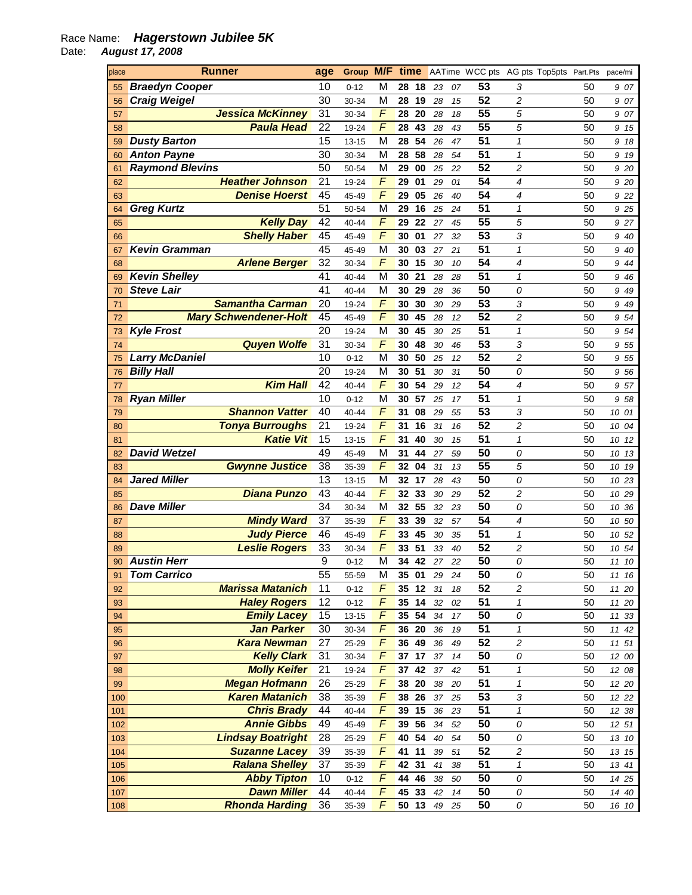Race Name: ***Hagerstown Jubilee 5K***
Date: ***August 17, 2008***

| place | Runner | age | Group | M/F | time | | AATime | | WCC pts | AG pts | Top5pts | Part.Pts | pace/mi |
|---|---|---|---|---|---|---|---|---|---|---|---|---|---|
| 55 | **Braedyn Cooper** | 10 | 0-12 | M | 28 | 18 | 23 | 07 | 53 | 3 | | 50 | 9 07 |
| 56 | **Craig Weigel** | 30 | 30-34 | M | 28 | 19 | 28 | 15 | 52 | 2 | | 50 | 9 07 |
| 57 | **Jessica McKinney** | 31 | 30-34 | F | 28 | 20 | 28 | 18 | 55 | 5 | | 50 | 9 07 |
| 58 | **Paula Head** | 22 | 19-24 | F | 28 | 43 | 28 | 43 | 55 | 5 | | 50 | 9 15 |
| 59 | **Dusty Barton** | 15 | 13-15 | M | 28 | 54 | 26 | 47 | 51 | 1 | | 50 | 9 18 |
| 60 | **Anton Payne** | 30 | 30-34 | M | 28 | 58 | 28 | 54 | 51 | 1 | | 50 | 9 19 |
| 61 | **Raymond Blevins** | 50 | 50-54 | M | 29 | 00 | 25 | 22 | 52 | 2 | | 50 | 9 20 |
| 62 | **Heather Johnson** | 21 | 19-24 | F | 29 | 01 | 29 | 01 | 54 | 4 | | 50 | 9 20 |
| 63 | **Denise Hoerst** | 45 | 45-49 | F | 29 | 05 | 26 | 40 | 54 | 4 | | 50 | 9 22 |
| 64 | **Greg Kurtz** | 51 | 50-54 | M | 29 | 16 | 25 | 24 | 51 | 1 | | 50 | 9 25 |
| 65 | **Kelly Day** | 42 | 40-44 | F | 29 | 22 | 27 | 45 | 55 | 5 | | 50 | 9 27 |
| 66 | **Shelly Haber** | 45 | 45-49 | F | 30 | 01 | 27 | 32 | 53 | 3 | | 50 | 9 40 |
| 67 | **Kevin Gramman** | 45 | 45-49 | M | 30 | 03 | 27 | 21 | 51 | 1 | | 50 | 9 40 |
| 68 | **Arlene Berger** | 32 | 30-34 | F | 30 | 15 | 30 | 10 | 54 | 4 | | 50 | 9 44 |
| 69 | **Kevin Shelley** | 41 | 40-44 | M | 30 | 21 | 28 | 28 | 51 | 1 | | 50 | 9 46 |
| 70 | **Steve Lair** | 41 | 40-44 | M | 30 | 29 | 28 | 36 | 50 | 0 | | 50 | 9 49 |
| 71 | **Samantha Carman** | 20 | 19-24 | F | 30 | 30 | 30 | 29 | 53 | 3 | | 50 | 9 49 |
| 72 | **Mary Schwendener-Holt** | 45 | 45-49 | F | 30 | 45 | 28 | 12 | 52 | 2 | | 50 | 9 54 |
| 73 | **Kyle Frost** | 20 | 19-24 | M | 30 | 45 | 30 | 25 | 51 | 1 | | 50 | 9 54 |
| 74 | **Quyen Wolfe** | 31 | 30-34 | F | 30 | 48 | 30 | 46 | 53 | 3 | | 50 | 9 55 |
| 75 | **Larry McDaniel** | 10 | 0-12 | M | 30 | 50 | 25 | 12 | 52 | 2 | | 50 | 9 55 |
| 76 | **Billy Hall** | 20 | 19-24 | M | 30 | 51 | 30 | 31 | 50 | 0 | | 50 | 9 56 |
| 77 | **Kim Hall** | 42 | 40-44 | F | 30 | 54 | 29 | 12 | 54 | 4 | | 50 | 9 57 |
| 78 | **Ryan Miller** | 10 | 0-12 | M | 30 | 57 | 25 | 17 | 51 | 1 | | 50 | 9 58 |
| 79 | **Shannon Vatter** | 40 | 40-44 | F | 31 | 08 | 29 | 55 | 53 | 3 | | 50 | 10 01 |
| 80 | **Tonya Burroughs** | 21 | 19-24 | F | 31 | 16 | 31 | 16 | 52 | 2 | | 50 | 10 04 |
| 81 | **Katie Vit** | 15 | 13-15 | F | 31 | 40 | 30 | 15 | 51 | 1 | | 50 | 10 12 |
| 82 | **David Wetzel** | 49 | 45-49 | M | 31 | 44 | 27 | 59 | 50 | 0 | | 50 | 10 13 |
| 83 | **Gwynne Justice** | 38 | 35-39 | F | 32 | 04 | 31 | 13 | 55 | 5 | | 50 | 10 19 |
| 84 | **Jared Miller** | 13 | 13-15 | M | 32 | 17 | 28 | 43 | 50 | 0 | | 50 | 10 23 |
| 85 | **Diana Punzo** | 43 | 40-44 | F | 32 | 33 | 30 | 29 | 52 | 2 | | 50 | 10 29 |
| 86 | **Dave Miller** | 34 | 30-34 | M | 32 | 55 | 32 | 23 | 50 | 0 | | 50 | 10 36 |
| 87 | **Mindy Ward** | 37 | 35-39 | F | 33 | 39 | 32 | 57 | 54 | 4 | | 50 | 10 50 |
| 88 | **Judy Pierce** | 46 | 45-49 | F | 33 | 45 | 30 | 35 | 51 | 1 | | 50 | 10 52 |
| 89 | **Leslie Rogers** | 33 | 30-34 | F | 33 | 51 | 33 | 40 | 52 | 2 | | 50 | 10 54 |
| 90 | **Austin Herr** | 9 | 0-12 | M | 34 | 42 | 27 | 22 | 50 | 0 | | 50 | 11 10 |
| 91 | **Tom Carrico** | 55 | 55-59 | M | 35 | 01 | 29 | 24 | 50 | 0 | | 50 | 11 16 |
| 92 | **Marissa Matanich** | 11 | 0-12 | F | 35 | 12 | 31 | 18 | 52 | 2 | | 50 | 11 20 |
| 93 | **Haley Rogers** | 12 | 0-12 | F | 35 | 14 | 32 | 02 | 51 | 1 | | 50 | 11 20 |
| 94 | **Emily Lacey** | 15 | 13-15 | F | 35 | 54 | 34 | 17 | 50 | 0 | | 50 | 11 33 |
| 95 | **Jan Parker** | 30 | 30-34 | F | 36 | 20 | 36 | 19 | 51 | 1 | | 50 | 11 42 |
| 96 | **Kara Newman** | 27 | 25-29 | F | 36 | 49 | 36 | 49 | 52 | 2 | | 50 | 11 51 |
| 97 | **Kelly Clark** | 31 | 30-34 | F | 37 | 17 | 37 | 14 | 50 | 0 | | 50 | 12 00 |
| 98 | **Molly Keifer** | 21 | 19-24 | F | 37 | 42 | 37 | 42 | 51 | 1 | | 50 | 12 08 |
| 99 | **Megan Hofmann** | 26 | 25-29 | F | 38 | 20 | 38 | 20 | 51 | 1 | | 50 | 12 20 |
| 100 | **Karen Matanich** | 38 | 35-39 | F | 38 | 26 | 37 | 25 | 53 | 3 | | 50 | 12 22 |
| 101 | **Chris Brady** | 44 | 40-44 | F | 39 | 15 | 36 | 23 | 51 | 1 | | 50 | 12 38 |
| 102 | **Annie Gibbs** | 49 | 45-49 | F | 39 | 56 | 34 | 52 | 50 | 0 | | 50 | 12 51 |
| 103 | **Lindsay Boatright** | 28 | 25-29 | F | 40 | 54 | 40 | 54 | 50 | 0 | | 50 | 13 10 |
| 104 | **Suzanne Lacey** | 39 | 35-39 | F | 41 | 11 | 39 | 51 | 52 | 2 | | 50 | 13 15 |
| 105 | **Ralana Shelley** | 37 | 35-39 | F | 42 | 31 | 41 | 38 | 51 | 1 | | 50 | 13 41 |
| 106 | **Abby Tipton** | 10 | 0-12 | F | 44 | 46 | 38 | 50 | 50 | 0 | | 50 | 14 25 |
| 107 | **Dawn Miller** | 44 | 40-44 | F | 45 | 33 | 42 | 14 | 50 | 0 | | 50 | 14 40 |
| 108 | **Rhonda Harding** | 36 | 35-39 | F | 50 | 13 | 49 | 25 | 50 | 0 | | 50 | 16 10 |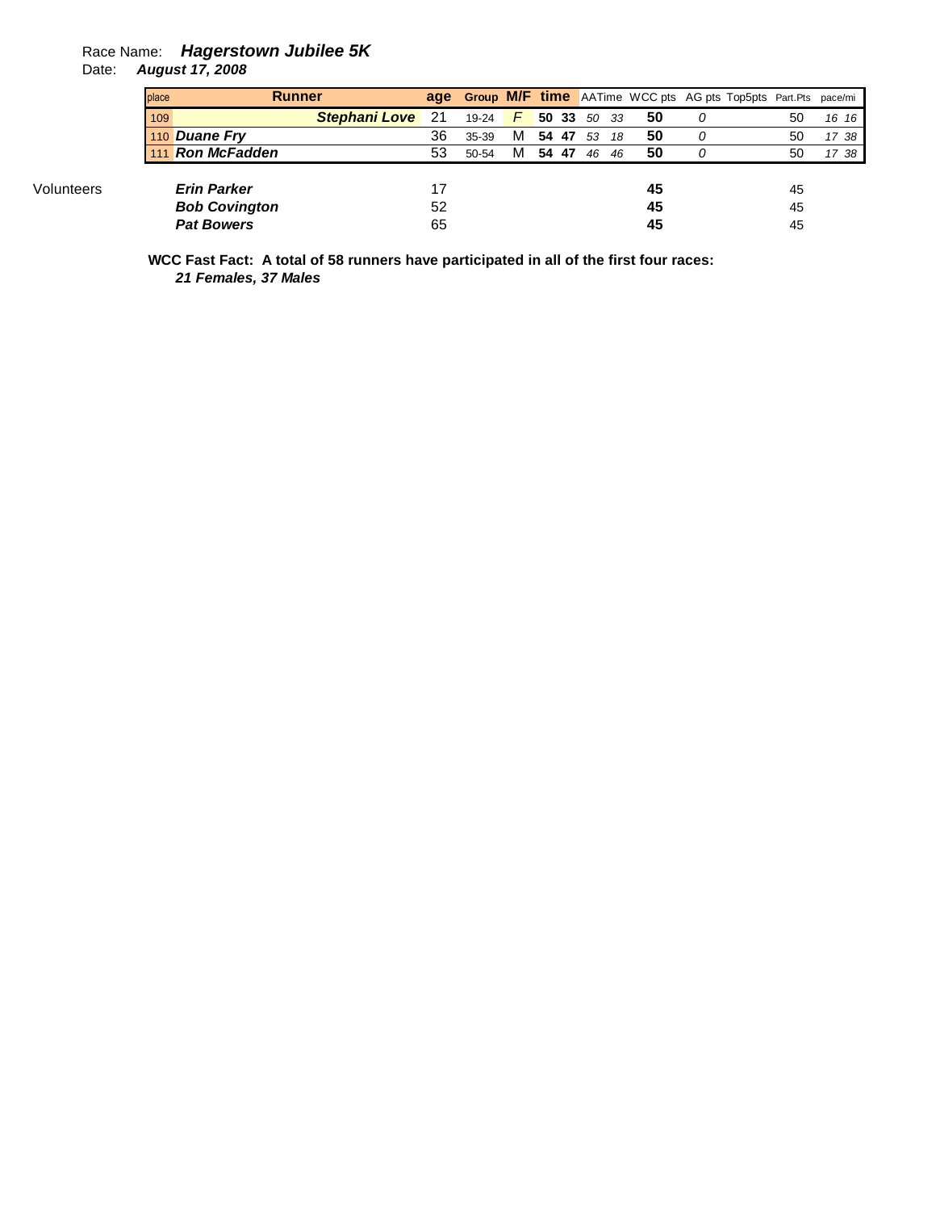Race Name: ***Hagerstown Jubilee 5K***

Date: ***August 17, 2008***

| place | Runner | age | Group | M/F | time | | AATime | | WCC pts | AG pts | Top5pts | Part.Pts | pace/mi | |
|---|---|---|---|---|---|---|---|---|---|---|---|---|---|---|
| 109 | ***Stephani Love*** | 21 | 19-24 | *F* | **50** | **33** | *50* | *33* | **50** | *0* | | 50 | *16* | *16* |
| 110 | ***Duane Fry*** | 36 | 35-39 | M | **54** | **47** | *53* | *18* | **50** | *0* | | 50 | *17* | *38* |
| 111 | ***Ron McFadden*** | 53 | 50-54 | M | **54** | **47** | *46* | *46* | **50** | *0* | | 50 | *17* | *38* |

Volunteers

| | | | | |
|---|---|---|---|---|
| Volunteers | ***Erin Parker*** | 17 | **45** | 45 |
| | ***Bob Covington*** | 52 | **45** | 45 |
| | ***Pat Bowers*** | 65 | **45** | 45 |

**WCC Fast Fact: A total of 58 runners have participated in all of the first four races:**
***21 Females, 37 Males***